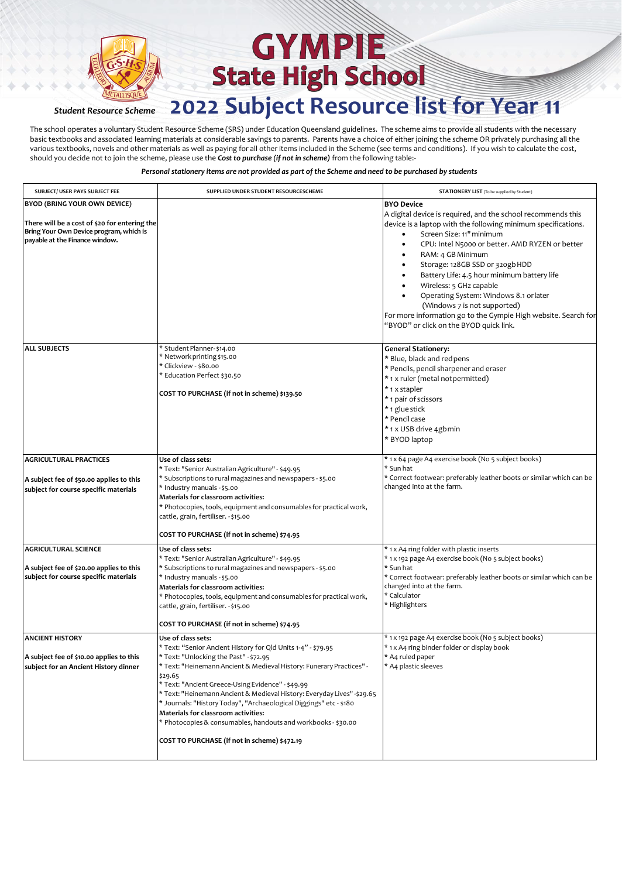# GYMPIE State High School

## 2022 Subject Resource list for Year 11

***Student Resource Scheme***

The school operates a voluntary Student Resource Scheme (SRS) under Education Queensland guidelines. The scheme aims to provide all students with the necessary basic textbooks and associated learning materials at considerable savings to parents. Parents have a choice of either joining the scheme OR privately purchasing all the various textbooks, novels and other materials as well as paying for all other items included in the Scheme (see terms and conditions). If you wish to calculate the cost, should you decide not to join the scheme, please use the ***Cost to purchase (if not in scheme)*** from the following table:-

***Personal stationery items are not provided as part of the Scheme and need to be purchased by students***

| SUBJECT/ USER PAYS SUBJECT FEE | SUPPLIED UNDER STUDENT RESOURCESCHEME | STATIONERY LIST (To be supplied by Student) |
|---|---|---|
| **BYOD (BRING YOUR OWN DEVICE)**<br><br>**There will be a cost of $20 for entering the Bring Your Own Device program, which is payable at the Finance window.** | | **BYO Device**<br>A digital device is required, and the school recommends this device is a laptop with the following minimum specifications.<br>• Screen Size: 11" minimum<br>• CPU: Intel N5000 or better. AMD RYZEN or better<br>• RAM: 4 GB Minimum<br>• Storage: 128GB SSD or 320gb HDD<br>• Battery Life: 4.5 hour minimum battery life<br>• Wireless: 5 GHz capable<br>• Operating System: Windows 8.1 or later (Windows 7 is not supported)<br>For more information go to the Gympie High website. Search for "BYOD" or click on the BYOD quick link. |
| **ALL SUBJECTS** | * Student Planner- $14.00<br>* Network printing $15.00<br>* Clickview - $80.00<br>* Education Perfect $30.50<br><br>**COST TO PURCHASE (if not in scheme) $139.50** | **General Stationery:**<br>* Blue, black and red pens<br>* Pencils, pencil sharpener and eraser<br>* 1 x ruler (metal not permitted)<br>* 1 x stapler<br>* 1 pair of scissors<br>* 1 glue stick<br>* Pencil case<br>* 1 x USB drive 4gb min<br>* BYOD laptop |
| **AGRICULTURAL PRACTICES**<br><br>**A subject fee of $50.00 applies to this subject for course specific materials** | **Use of class sets:**<br>* Text: "Senior Australian Agriculture" - $49.95<br>* Subscriptions to rural magazines and newspapers - $5.00<br>* Industry manuals - $5.00<br>**Materials for classroom activities:**<br>* Photocopies, tools, equipment and consumables for practical work, cattle, grain, fertiliser. - $15.00<br><br>**COST TO PURCHASE (if not in scheme) $74.95** | * 1 x 64 page A4 exercise book (No 5 subject books)<br>* Sun hat<br>* Correct footwear: preferably leather boots or similar which can be changed into at the farm. |
| **AGRICULTURAL SCIENCE**<br><br>**A subject fee of $20.00 applies to this subject for course specific materials** | **Use of class sets:**<br>* Text: "Senior Australian Agriculture" - $49.95<br>* Subscriptions to rural magazines and newspapers - $5.00<br>* Industry manuals - $5.00<br>**Materials for classroom activities:**<br>* Photocopies, tools, equipment and consumables for practical work, cattle, grain, fertiliser. - $15.00<br><br>**COST TO PURCHASE (if not in scheme) $74.95** | * 1 x A4 ring folder with plastic inserts<br>* 1 x 192 page A4 exercise book (No 5 subject books)<br>* Sun hat<br>* Correct footwear: preferably leather boots or similar which can be changed into at the farm.<br>* Calculator<br>* Highlighters |
| **ANCIENT HISTORY**<br><br>**A subject fee of $10.00 applies to this subject for an Ancient History dinner** | **Use of class sets:**<br>* Text: "Senior Ancient History for Qld Units 1-4" - $79.95<br>* Text: "Unlocking the Past" - $72.95<br>* Text: "Heinemann Ancient & Medieval History: Funerary Practices" - $29.65<br>* Text: "Ancient Greece-Using Evidence" - $49.99<br>* Text: "Heinemann Ancient & Medieval History: Everyday Lives" -$29.65<br>* Journals: "History Today", "Archaeological Diggings" etc - $180<br>**Materials for classroom activities:**<br>* Photocopies & consumables, handouts and workbooks - $30.00<br><br>**COST TO PURCHASE (if not in scheme) $472.19** | * 1 x 192 page A4 exercise book (No 5 subject books)<br>* 1 x A4 ring binder folder or display book<br>* A4 ruled paper<br>* A4 plastic sleeves |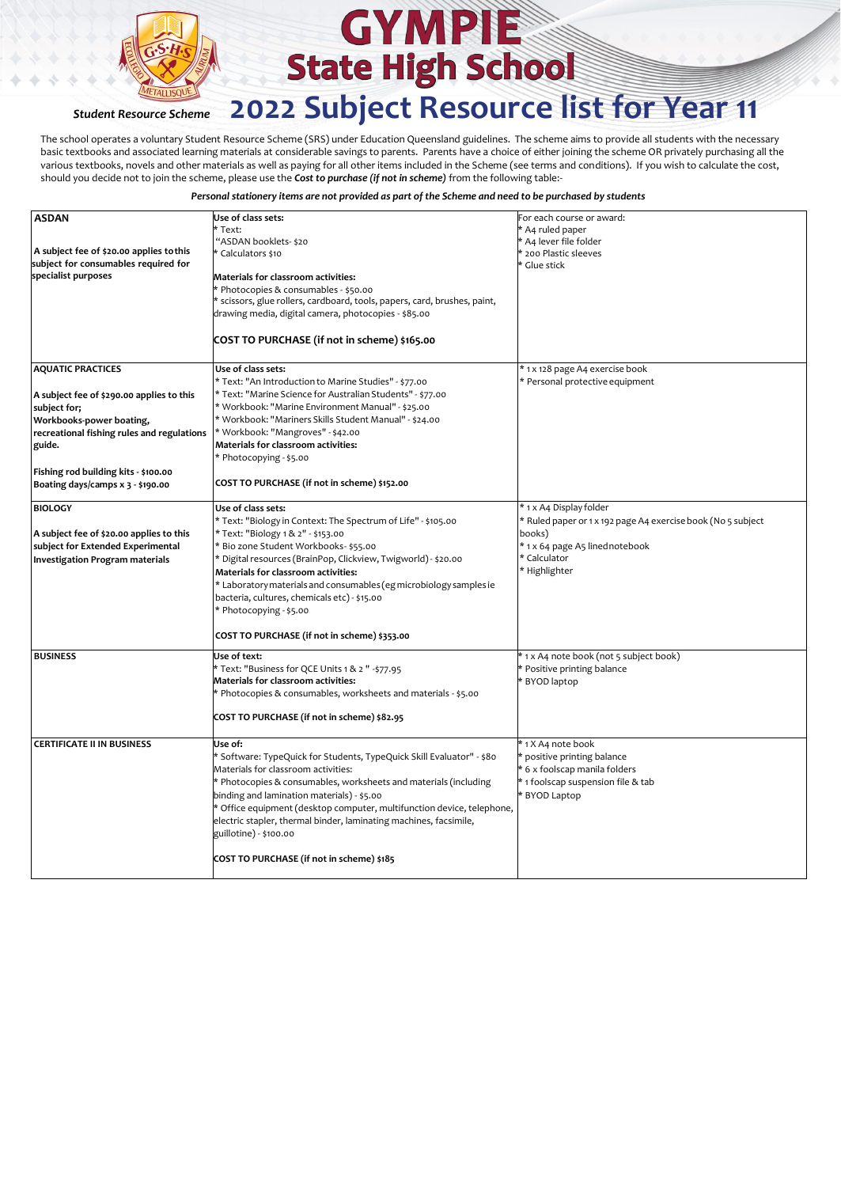# GYMPIE State High School

*Student Resource Scheme*

# 2022 Subject Resource list for Year 11

The school operates a voluntary Student Resource Scheme (SRS) under Education Queensland guidelines. The scheme aims to provide all students with the necessary basic textbooks and associated learning materials at considerable savings to parents. Parents have a choice of either joining the scheme OR privately purchasing all the various textbooks, novels and other materials as well as paying for all other items included in the Scheme (see terms and conditions). If you wish to calculate the cost, should you decide not to join the scheme, please use the ***Cost to purchase (if not in scheme)*** from the following table:-

***Personal stationery items are not provided as part of the Scheme and need to be purchased by students***

| | | |
|---|---|---|
| **ASDAN**<br><br>**A subject fee of $20.00 applies to this subject for consumables required for specialist purposes** | **Use of class sets:**<br>* Text:<br>"ASDAN booklets- $20<br>* Calculators $10<br><br>**Materials for classroom activities:**<br>* Photocopies & consumables - $50.00<br>* scissors, glue rollers, cardboard, tools, papers, card, brushes, paint, drawing media, digital camera, photocopies - $85.00<br><br>**COST TO PURCHASE (if not in scheme) $165.00** | For each course or award:<br>* A4 ruled paper<br>* A4 lever file folder<br>* 200 Plastic sleeves<br>* Glue stick |
| **AQUATIC PRACTICES**<br><br>**A subject fee of $290.00 applies to this subject for;**<br>**Workbooks-power boating, recreational fishing rules and regulations guide.**<br><br>**Fishing rod building kits - $100.00**<br>**Boating days/camps x 3 - $190.00** | **Use of class sets:**<br>* Text: "An Introduction to Marine Studies" - $77.00<br>* Text: "Marine Science for Australian Students" - $77.00<br>* Workbook: "Marine Environment Manual" - $25.00<br>* Workbook: "Mariners Skills Student Manual" - $24.00<br>* Workbook: "Mangroves" - $42.00<br>**Materials for classroom activities:**<br>* Photocopying - $5.00<br><br>**COST TO PURCHASE (if not in scheme) $152.00** | * 1 x 128 page A4 exercise book<br>* Personal protective equipment |
| **BIOLOGY**<br><br>**A subject fee of $20.00 applies to this subject for Extended Experimental Investigation Program materials** | **Use of class sets:**<br>* Text: "Biology in Context: The Spectrum of Life" - $105.00<br>* Text: "Biology 1 & 2" - $153.00<br>* Bio zone Student Workbooks - $55.00<br>* Digital resources (BrainPop, Clickview, Twigworld) - $20.00<br>**Materials for classroom activities:**<br>* Laboratory materials and consumables (eg microbiology samples ie bacteria, cultures, chemicals etc) - $15.00<br>* Photocopying - $5.00<br><br>**COST TO PURCHASE (if not in scheme) $353.00** | * 1 x A4 Display folder<br>* Ruled paper or 1 x 192 page A4 exercise book (No 5 subject books)<br>* 1 x 64 page A5 lined notebook<br>* Calculator<br>* Highlighter |
| **BUSINESS** | **Use of text:**<br>* Text: "Business for QCE Units 1 & 2 " -$77.95<br>**Materials for classroom activities:**<br>* Photocopies & consumables, worksheets and materials - $5.00<br><br>**COST TO PURCHASE (if not in scheme) $82.95** | * 1 x A4 note book (not 5 subject book)<br>* Positive printing balance<br>* BYOD laptop |
| **CERTIFICATE II IN BUSINESS** | **Use of:**<br>* Software: TypeQuick for Students, TypeQuick Skill Evaluator" - $80<br>Materials for classroom activities:<br>* Photocopies & consumables, worksheets and materials (including binding and lamination materials) - $5.00<br>* Office equipment (desktop computer, multifunction device, telephone, electric stapler, thermal binder, laminating machines, facsimile, guillotine) - $100.00<br><br>**COST TO PURCHASE (if not in scheme) $185** | * 1 X A4 note book<br>* positive printing balance<br>* 6 x foolscap manila folders<br>* 1 foolscap suspension file & tab<br>* BYOD Laptop |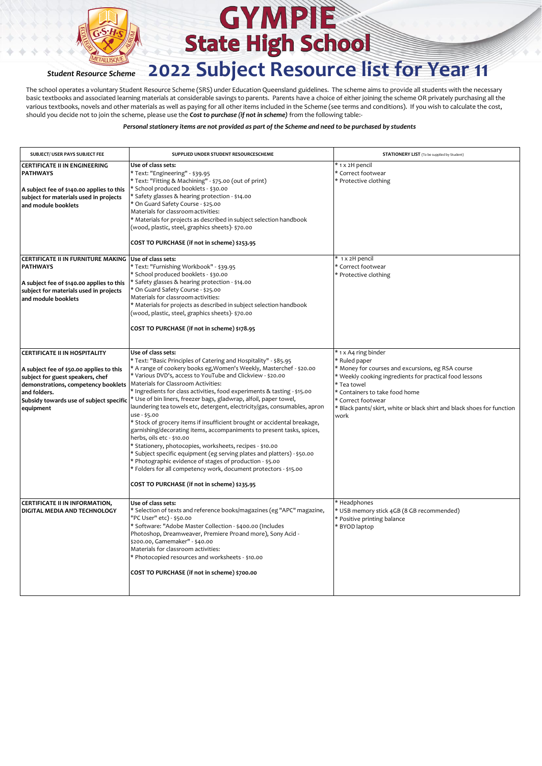# GYMPIE State High School

*Student Resource Scheme*

# 2022 Subject Resource list for Year 11

The school operates a voluntary Student Resource Scheme (SRS) under Education Queensland guidelines. The scheme aims to provide all students with the necessary basic textbooks and associated learning materials at considerable savings to parents. Parents have a choice of either joining the scheme OR privately purchasing all the various textbooks, novels and other materials as well as paying for all other items included in the Scheme (see terms and conditions). If you wish to calculate the cost, should you decide not to join the scheme, please use the ***Cost to purchase (if not in scheme)*** from the following table:-

***Personal stationery items are not provided as part of the Scheme and need to be purchased by students***

| SUBJECT/ USER PAYS SUBJECT FEE | SUPPLIED UNDER STUDENT RESOURCESCHEME | STATIONERY LIST (To be supplied by Student) |
|---|---|---|
| **CERTIFICATE II IN ENGINEERING PATHWAYS**<br><br>**A subject fee of $140.00 applies to this subject for materials used in projects and module booklets** | **Use of class sets:**<br>* Text: "Engineering" - $39.95<br>* Text: "Fitting & Machining" - $75.00 (out of print)<br>* School produced booklets - $30.00<br>* Safety glasses & hearing protection - $14.00<br>* On Guard Safety Course - $25.00<br>Materials for classroom activities:<br>* Materials for projects as described in subject selection handbook (wood, plastic, steel, graphics sheets)- $70.00<br><br>**COST TO PURCHASE (if not in scheme) $253.95** | * 1 x 2H pencil<br>* Correct footwear<br>* Protective clothing |
| **CERTIFICATE II IN FURNITURE MAKING PATHWAYS**<br><br>**A subject fee of $140.00 applies to this subject for materials used in projects and module booklets** | **Use of class sets:**<br>* Text: "Furnishing Workbook" - $39.95<br>* School produced booklets - $30.00<br>* Safety glasses & hearing protection - $14.00<br>* On Guard Safety Course - $25.00<br>Materials for classroom activities:<br>* Materials for projects as described in subject selection handbook (wood, plastic, steel, graphics sheets)- $70.00<br><br>**COST TO PURCHASE (if not in scheme) $178.95** | * 1 x 2H pencil<br>* Correct footwear<br>* Protective clothing |
| **CERTIFICATE II IN HOSPITALITY**<br><br>**A subject fee of $50.00 applies to this subject for guest speakers, chef demonstrations, competency booklets and folders.**<br>**Subsidy towards use of subject specific equipment** | **Use of class sets:**<br>* Text: "Basic Principles of Catering and Hospitality" - $85.95<br>* A range of cookery books eg,Women's Weekly, Masterchef - $20.00<br>* Various DVD's, access to YouTube and Clickview - $20.00<br>Materials for Classroom Activities:<br>* Ingredients for class activities, food experiments & tasting - $15.00<br>* Use of bin liners, freezer bags, gladwrap, alfoil, paper towel, laundering tea towels etc, detergent, electricity/gas, consumables, apron use - $5.00<br>* Stock of grocery items if insufficient brought or accidental breakage, garnishing/decorating items, accompaniments to present tasks, spices, herbs, oils etc - $10.00<br>* Stationery, photocopies, worksheets, recipes - $10.00<br>* Subject specific equipment (eg serving plates and platters) - $50.00<br>* Photographic evidence of stages of production - $5.00<br>* Folders for all competency work, document protectors - $15.00<br><br>**COST TO PURCHASE (if not in scheme) $235.95** | * 1 x A4 ring binder<br>* Ruled paper<br>* Money for courses and excursions, eg RSA course<br>* Weekly cooking ingredients for practical food lessons<br>* Tea towel<br>* Containers to take food home<br>* Correct footwear<br>* Black pants/ skirt, white or black shirt and black shoes for function work |
| **CERTIFICATE II IN INFORMATION, DIGITAL MEDIA AND TECHNOLOGY** | **Use of class sets:**<br>* Selection of texts and reference books/magazines (eg "APC" magazine, "PC User" etc) - $50.00<br>* Software: "Adobe Master Collection - $400.00 (Includes Photoshop, Dreamweaver, Premiere Proand more), Sony Acid - $200.00, Gamemaker" - $40.00<br>Materials for classroom activities:<br>* Photocopied resources and worksheets - $10.00<br><br>**COST TO PURCHASE (if not in scheme) $700.00** | * Headphones<br>* USB memory stick 4GB (8 GB recommended)<br>* Positive printing balance<br>* BYOD laptop |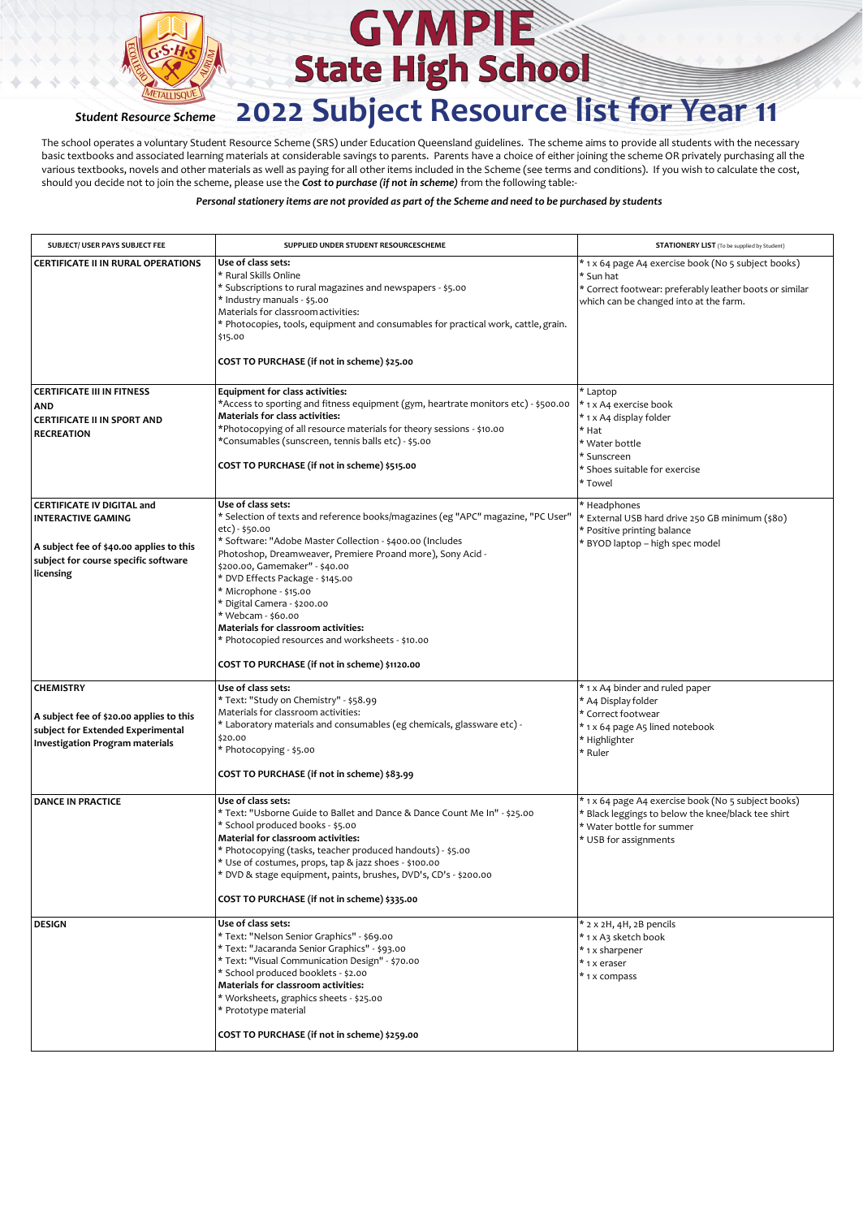# GYMPIE State High School

## 2022 Subject Resource list for Year 11

*Student Resource Scheme*

The school operates a voluntary Student Resource Scheme (SRS) under Education Queensland guidelines. The scheme aims to provide all students with the necessary basic textbooks and associated learning materials at considerable savings to parents. Parents have a choice of either joining the scheme OR privately purchasing all the various textbooks, novels and other materials as well as paying for all other items included in the Scheme (see terms and conditions). If you wish to calculate the cost, should you decide not to join the scheme, please use the ***Cost to purchase (if not in scheme)*** from the following table:-

***Personal stationery items are not provided as part of the Scheme and need to be purchased by students***

| SUBJECT/ USER PAYS SUBJECT FEE | SUPPLIED UNDER STUDENT RESOURCESCHEME | STATIONERY LIST (To be supplied by Student) |
|---|---|---|
| **CERTIFICATE II IN RURAL OPERATIONS** | Use of class sets:<br>* Rural Skills Online<br>* Subscriptions to rural magazines and newspapers - $5.00<br>* Industry manuals - $5.00<br>Materials for classroom activities:<br>* Photocopies, tools, equipment and consumables for practical work, cattle, grain. $15.00<br><br>**COST TO PURCHASE (if not in scheme) $25.00** | * 1 x 64 page A4 exercise book (No 5 subject books)<br>* Sun hat<br>* Correct footwear: preferably leather boots or similar which can be changed into at the farm. |
| **CERTIFICATE III IN FITNESS AND CERTIFICATE II IN SPORT AND RECREATION** | **Equipment for class activities:**<br>*Access to sporting and fitness equipment (gym, heartrate monitors etc) - $500.00<br>**Materials for class activities:**<br>*Photocopying of all resource materials for theory sessions - $10.00<br>*Consumables (sunscreen, tennis balls etc) - $5.00<br><br>**COST TO PURCHASE (if not in scheme) $515.00** | * Laptop<br>* 1 x A4 exercise book<br>* 1 x A4 display folder<br>* Hat<br>* Water bottle<br>* Sunscreen<br>* Shoes suitable for exercise<br>* Towel |
| **CERTIFICATE IV DIGITAL and INTERACTIVE GAMING**<br><br>**A subject fee of $40.00 applies to this subject for course specific software licensing** | **Use of class sets:**<br>* Selection of texts and reference books/magazines (eg "APC" magazine, "PC User" etc) - $50.00<br>* Software: "Adobe Master Collection - $400.00 (Includes Photoshop, Dreamweaver, Premiere Proand more), Sony Acid - $200.00, Gamemaker" - $40.00<br>* DVD Effects Package - $145.00<br>* Microphone - $15.00<br>* Digital Camera - $200.00<br>* Webcam - $60.00<br>**Materials for classroom activities:**<br>* Photocopied resources and worksheets - $10.00<br><br>**COST TO PURCHASE (if not in scheme) $1120.00** | * Headphones<br>* External USB hard drive 250 GB minimum ($80)<br>* Positive printing balance<br>* BYOD laptop – high spec model |
| **CHEMISTRY**<br><br>**A subject fee of $20.00 applies to this subject for Extended Experimental Investigation Program materials** | **Use of class sets:**<br>* Text: "Study on Chemistry" - $58.99<br>Materials for classroom activities:<br>* Laboratory materials and consumables (eg chemicals, glassware etc) - $20.00<br>* Photocopying - $5.00<br><br>**COST TO PURCHASE (if not in scheme) $83.99** | * 1 x A4 binder and ruled paper<br>* A4 Display folder<br>* Correct footwear<br>* 1 x 64 page A5 lined notebook<br>* Highlighter<br>* Ruler |
| **DANCE IN PRACTICE** | **Use of class sets:**<br>* Text: "Usborne Guide to Ballet and Dance & Dance Count Me In" - $25.00<br>* School produced books - $5.00<br>**Material for classroom activities:**<br>* Photocopying (tasks, teacher produced handouts) - $5.00<br>* Use of costumes, props, tap & jazz shoes - $100.00<br>* DVD & stage equipment, paints, brushes, DVD's, CD's - $200.00<br><br>**COST TO PURCHASE (if not in scheme) $335.00** | * 1 x 64 page A4 exercise book (No 5 subject books)<br>* Black leggings to below the knee/black tee shirt<br>* Water bottle for summer<br>* USB for assignments |
| **DESIGN** | **Use of class sets:**<br>* Text: "Nelson Senior Graphics" - $69.00<br>* Text: "Jacaranda Senior Graphics" - $93.00<br>* Text: "Visual Communication Design" - $70.00<br>* School produced booklets - $2.00<br>**Materials for classroom activities:**<br>* Worksheets, graphics sheets - $25.00<br>* Prototype material<br><br>**COST TO PURCHASE (if not in scheme) $259.00** | * 2 x 2H, 4H, 2B pencils<br>* 1 x A3 sketch book<br>* 1 x sharpener<br>* 1 x eraser<br>* 1 x compass |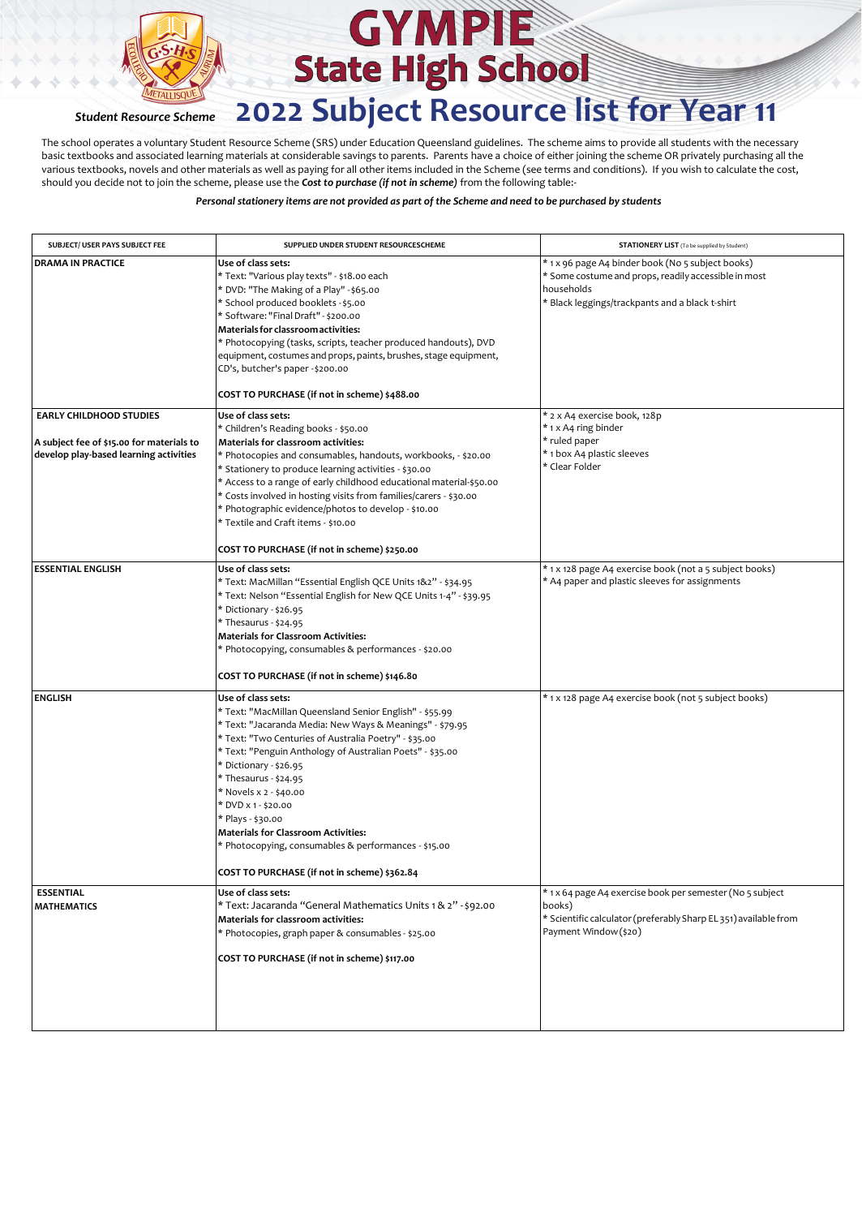# GYMPIE State High School

***Student Resource Scheme***

# 2022 Subject Resource list for Year 11

The school operates a voluntary Student Resource Scheme (SRS) under Education Queensland guidelines. The scheme aims to provide all students with the necessary basic textbooks and associated learning materials at considerable savings to parents. Parents have a choice of either joining the scheme OR privately purchasing all the various textbooks, novels and other materials as well as paying for all other items included in the Scheme (see terms and conditions). If you wish to calculate the cost, should you decide not to join the scheme, please use the ***Cost to purchase (if not in scheme)*** from the following table:-

***Personal stationery items are not provided as part of the Scheme and need to be purchased by students***

| SUBJECT/ USER PAYS SUBJECT FEE | SUPPLIED UNDER STUDENT RESOURCESCHEME | STATIONERY LIST (To be supplied by Student) |
|---|---|---|
| **DRAMA IN PRACTICE** | **Use of class sets:**<br>* Text: "Various play texts" - $18.00 each<br>* DVD: "The Making of a Play" - $65.00<br>* School produced booklets - $5.00<br>* Software: "Final Draft" - $200.00<br>**Materials for classroom activities:**<br>* Photocopying (tasks, scripts, teacher produced handouts), DVD equipment, costumes and props, paints, brushes, stage equipment, CD's, butcher's paper - $200.00<br><br>**COST TO PURCHASE (if not in scheme) $488.00** | * 1 x 96 page A4 binder book (No 5 subject books)<br>* Some costume and props, readily accessible in most households<br>* Black leggings/trackpants and a black t-shirt |
| **EARLY CHILDHOOD STUDIES**<br><br>**A subject fee of $15.00 for materials to develop play-based learning activities** | **Use of class sets:**<br>* Children's Reading books - $50.00<br>**Materials for classroom activities:**<br>* Photocopies and consumables, handouts, workbooks, - $20.00<br>* Stationery to produce learning activities - $30.00<br>* Access to a range of early childhood educational material-$50.00<br>* Costs involved in hosting visits from families/carers - $30.00<br>* Photographic evidence/photos to develop - $10.00<br>* Textile and Craft items - $10.00<br><br>**COST TO PURCHASE (if not in scheme) $250.00** | * 2 x A4 exercise book, 128p<br>* 1 x A4 ring binder<br>* ruled paper<br>* 1 box A4 plastic sleeves<br>* Clear Folder |
| **ESSENTIAL ENGLISH** | **Use of class sets:**<br>* Text: MacMillan "Essential English QCE Units 1&2" - $34.95<br>* Text: Nelson "Essential English for New QCE Units 1-4" - $39.95<br>* Dictionary - $26.95<br>* Thesaurus - $24.95<br>**Materials for Classroom Activities:**<br>* Photocopying, consumables & performances - $20.00<br><br>**COST TO PURCHASE (if not in scheme) $146.80** | * 1 x 128 page A4 exercise book (not a 5 subject books)<br>* A4 paper and plastic sleeves for assignments |
| **ENGLISH** | **Use of class sets:**<br>* Text: "MacMillan Queensland Senior English" - $55.99<br>* Text: "Jacaranda Media: New Ways & Meanings" - $79.95<br>* Text: "Two Centuries of Australia Poetry" - $35.00<br>* Text: "Penguin Anthology of Australian Poets" - $35.00<br>* Dictionary - $26.95<br>* Thesaurus - $24.95<br>* Novels x 2 - $40.00<br>* DVD x 1 - $20.00<br>* Plays - $30.00<br>**Materials for Classroom Activities:**<br>* Photocopying, consumables & performances - $15.00<br><br>**COST TO PURCHASE (if not in scheme) $362.84** | * 1 x 128 page A4 exercise book (not 5 subject books) |
| **ESSENTIAL MATHEMATICS** | **Use of class sets:**<br>* Text: Jacaranda "General Mathematics Units 1 & 2" - $92.00<br>**Materials for classroom activities:**<br>* Photocopies, graph paper & consumables - $25.00<br><br>**COST TO PURCHASE (if not in scheme) $117.00** | * 1 x 64 page A4 exercise book per semester (No 5 subject books)<br>* Scientific calculator (preferably Sharp EL 351) available from Payment Window ($20) |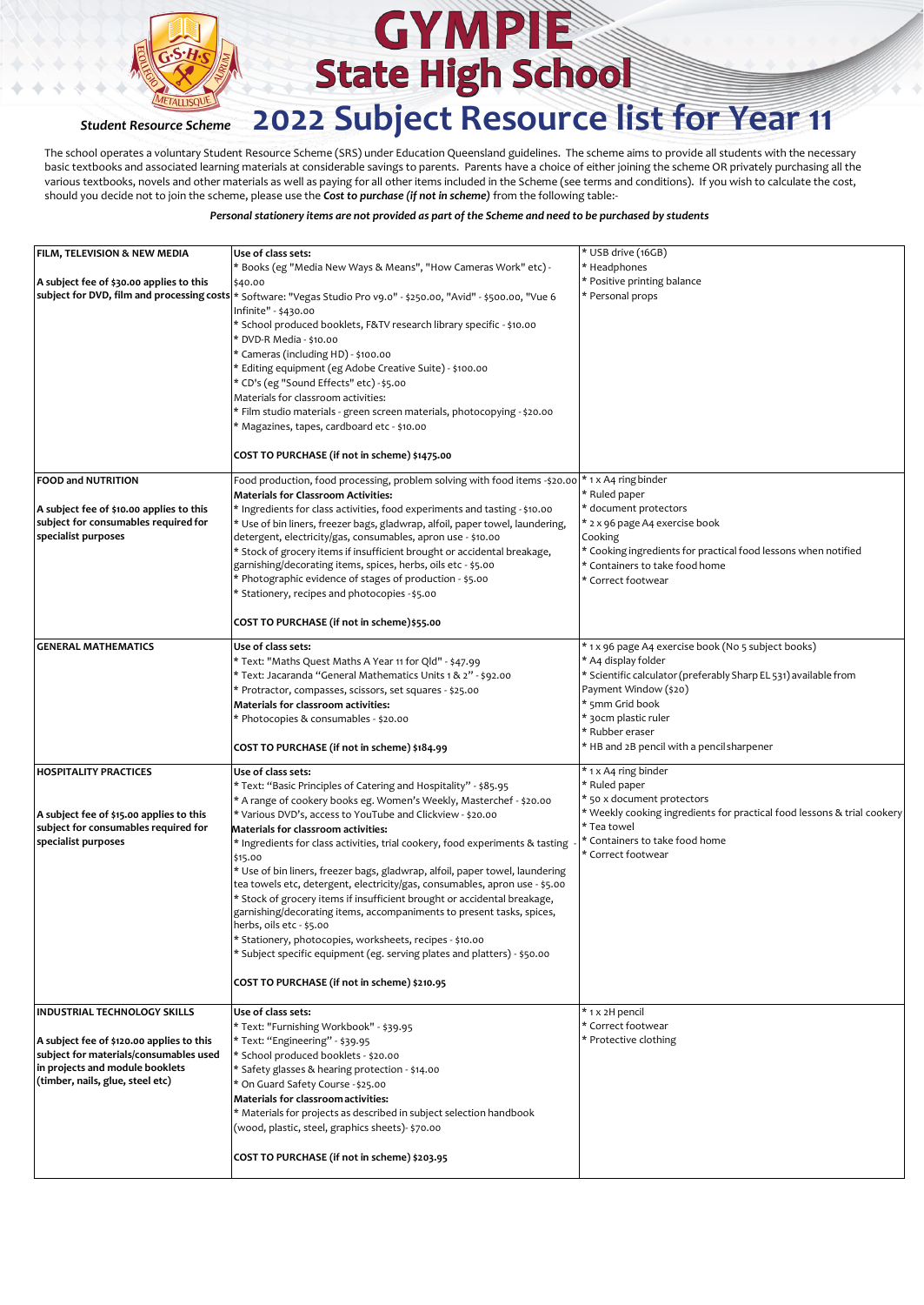# GYMPIE State High School

**Student Resource Scheme**

# 2022 Subject Resource list for Year 11

The school operates a voluntary Student Resource Scheme (SRS) under Education Queensland guidelines. The scheme aims to provide all students with the necessary basic textbooks and associated learning materials at considerable savings to parents. Parents have a choice of either joining the scheme OR privately purchasing all the various textbooks, novels and other materials as well as paying for all other items included in the Scheme (see terms and conditions). If you wish to calculate the cost, should you decide not to join the scheme, please use the ***Cost to purchase (if not in scheme)*** from the following table:-

***Personal stationery items are not provided as part of the Scheme and need to be purchased by students***

| | | |
|---|---|---|
| **FILM, TELEVISION & NEW MEDIA**<br><br>**A subject fee of $30.00 applies to this subject for DVD, film and processing costs** | **Use of class sets:**<br>* Books (eg "Media New Ways & Means", "How Cameras Work" etc) - $40.00<br>* Software: "Vegas Studio Pro v9.0" - $250.00, "Avid" - $500.00, "Vue 6 Infinite" - $430.00<br>* School produced booklets, F&TV research library specific - $10.00<br>* DVD-R Media - $10.00<br>* Cameras (including HD) - $100.00<br>* Editing equipment (eg Adobe Creative Suite) - $100.00<br>* CD's (eg "Sound Effects" etc) - $5.00<br>Materials for classroom activities:<br>* Film studio materials - green screen materials, photocopying - $20.00<br>* Magazines, tapes, cardboard etc - $10.00<br><br>**COST TO PURCHASE (if not in scheme) $1475.00** | * USB drive (16GB)<br>* Headphones<br>* Positive printing balance<br>* Personal props |
| **FOOD and NUTRITION**<br><br>**A subject fee of $10.00 applies to this subject for consumables required for specialist purposes** | Food production, food processing, problem solving with food items -$20.00<br>**Materials for Classroom Activities:**<br>* Ingredients for class activities, food experiments and tasting - $10.00<br>* Use of bin liners, freezer bags, gladwrap, alfoil, paper towel, laundering, detergent, electricity/gas, consumables, apron use - $10.00<br>* Stock of grocery items if insufficient brought or accidental breakage, garnishing/decorating items, spices, herbs, oils etc - $5.00<br>* Photographic evidence of stages of production - $5.00<br>* Stationery, recipes and photocopies - $5.00<br><br>**COST TO PURCHASE (if not in scheme) $55.00** | * 1 x A4 ring binder<br>* Ruled paper<br>* document protectors<br>* 2 x 96 page A4 exercise book Cooking<br>* Cooking ingredients for practical food lessons when notified<br>* Containers to take food home<br>* Correct footwear |
| **GENERAL MATHEMATICS** | **Use of class sets:**<br>* Text: "Maths Quest Maths A Year 11 for Qld" - $47.99<br>* Text: Jacaranda "General Mathematics Units 1 & 2" - $92.00<br>* Protractor, compasses, scissors, set squares - $25.00<br>**Materials for classroom activities:**<br>* Photocopies & consumables - $20.00<br><br>**COST TO PURCHASE (if not in scheme) $184.99** | * 1 x 96 page A4 exercise book (No 5 subject books)<br>* A4 display folder<br>* Scientific calculator (preferably Sharp EL 531) available from Payment Window ($20)<br>* 5mm Grid book<br>* 30cm plastic ruler<br>* Rubber eraser<br>* HB and 2B pencil with a pencil sharpener |
| **HOSPITALITY PRACTICES**<br><br>**A subject fee of $15.00 applies to this subject for consumables required for specialist purposes** | **Use of class sets:**<br>* Text: "Basic Principles of Catering and Hospitality" - $85.95<br>* A range of cookery books eg. Women's Weekly, Masterchef - $20.00<br>* Various DVD's, access to YouTube and Clickview - $20.00<br>**Materials for classroom activities:**<br>* Ingredients for class activities, trial cookery, food experiments & tasting - $15.00<br>* Use of bin liners, freezer bags, gladwrap, alfoil, paper towel, laundering tea towels etc, detergent, electricity/gas, consumables, apron use - $5.00<br>* Stock of grocery items if insufficient brought or accidental breakage, garnishing/decorating items, accompaniments to present tasks, spices, herbs, oils etc - $5.00<br>* Stationery, photocopies, worksheets, recipes - $10.00<br>* Subject specific equipment (eg. serving plates and platters) - $50.00<br><br>**COST TO PURCHASE (if not in scheme) $210.95** | * 1 x A4 ring binder<br>* Ruled paper<br>* 50 x document protectors<br>* Weekly cooking ingredients for practical food lessons & trial cookery<br>* Tea towel<br>* Containers to take food home<br>* Correct footwear |
| **INDUSTRIAL TECHNOLOGY SKILLS**<br><br>**A subject fee of $120.00 applies to this subject for materials/consumables used in projects and module booklets (timber, nails, glue, steel etc)** | **Use of class sets:**<br>* Text: "Furnishing Workbook" - $39.95<br>* Text: "Engineering" - $39.95<br>* School produced booklets - $20.00<br>* Safety glasses & hearing protection - $14.00<br>* On Guard Safety Course - $25.00<br>**Materials for classroom activities:**<br>* Materials for projects as described in subject selection handbook (wood, plastic, steel, graphics sheets)- $70.00<br><br>**COST TO PURCHASE (if not in scheme) $203.95** | * 1 x 2H pencil<br>* Correct footwear<br>* Protective clothing |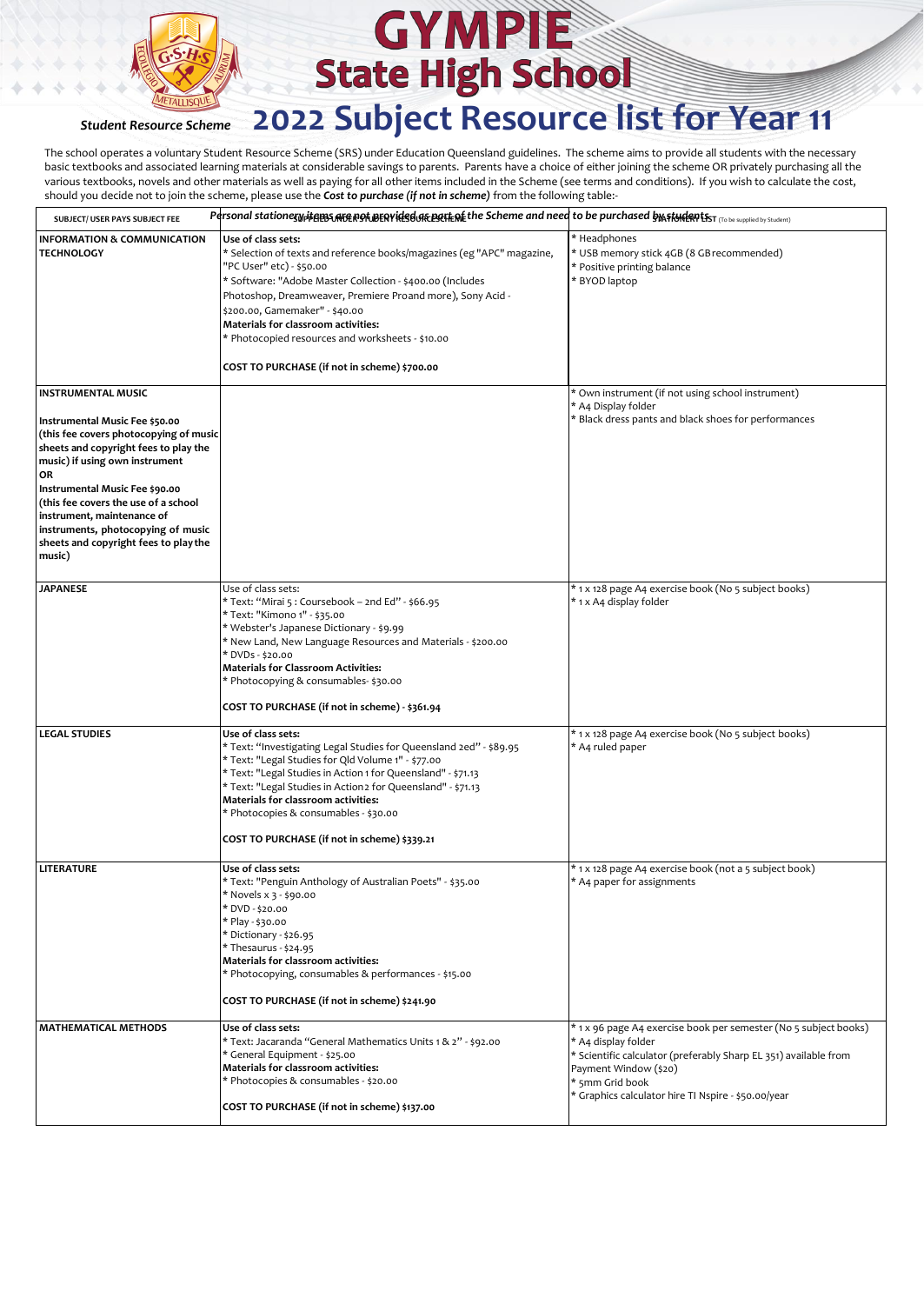# GYMPIE State High School

*Student Resource Scheme*

## 2022 Subject Resource list for Year 11

The school operates a voluntary Student Resource Scheme (SRS) under Education Queensland guidelines. The scheme aims to provide all students with the necessary basic textbooks and associated learning materials at considerable savings to parents. Parents have a choice of either joining the scheme OR privately purchasing all the various textbooks, novels and other materials as well as paying for all other items included in the Scheme (see terms and conditions). If you wish to calculate the cost, should you decide not to join the scheme, please use the ***Cost to purchase (if not in scheme)*** from the following table:-

*Personal stationery items are not provided as part of the Scheme and need to be purchased by students.*

| SUBJECT/ USER PAYS SUBJECT FEE | SUPPLIED UNDER STUDENT RESOURCE SCHEME | STATIONERY LIST (To be supplied by Student) |
|---|---|---|
| **INFORMATION & COMMUNICATION TECHNOLOGY** | **Use of class sets:**<br>* Selection of texts and reference books/magazines (eg "APC" magazine, "PC User" etc) - $50.00<br>* Software: "Adobe Master Collection - $400.00 (Includes Photoshop, Dreamweaver, Premiere Proand more), Sony Acid - $200.00, Gamemaker" - $40.00<br>**Materials for classroom activities:**<br>* Photocopied resources and worksheets - $10.00<br><br>**COST TO PURCHASE (if not in scheme) $700.00** | * Headphones<br>* USB memory stick 4GB (8 GB recommended)<br>* Positive printing balance<br>* BYOD laptop |
| **INSTRUMENTAL MUSIC**<br><br>**Instrumental Music Fee $50.00**<br>**(this fee covers photocopying of music sheets and copyright fees to play the music) if using own instrument**<br>**OR**<br>**Instrumental Music Fee $90.00**<br>**(this fee covers the use of a school instrument, maintenance of instruments, photocopying of music sheets and copyright fees to play the music)** | | * Own instrument (if not using school instrument)<br>* A4 Display folder<br>* Black dress pants and black shoes for performances |
| **JAPANESE** | Use of class sets:<br>* Text: "Mirai 5 : Coursebook – 2nd Ed" - $66.95<br>* Text: "Kimono 1" - $35.00<br>* Webster's Japanese Dictionary - $9.99<br>* New Land, New Language Resources and Materials - $200.00<br>* DVDs - $20.00<br>**Materials for Classroom Activities:**<br>* Photocopying & consumables- $30.00<br><br>**COST TO PURCHASE (if not in scheme) - $361.94** | * 1 x 128 page A4 exercise book (No 5 subject books)<br>* 1 x A4 display folder |
| **LEGAL STUDIES** | **Use of class sets:**<br>* Text: "Investigating Legal Studies for Queensland 2ed" - $89.95<br>* Text: "Legal Studies for Qld Volume 1" - $77.00<br>* Text: "Legal Studies in Action 1 for Queensland" - $71.13<br>* Text: "Legal Studies in Action2 for Queensland" - $71.13<br>**Materials for classroom activities:**<br>* Photocopies & consumables - $30.00<br><br>**COST TO PURCHASE (if not in scheme) $339.21** | * 1 x 128 page A4 exercise book (No 5 subject books)<br>* A4 ruled paper |
| **LITERATURE** | **Use of class sets:**<br>* Text: "Penguin Anthology of Australian Poets" - $35.00<br>* Novels x 3 - $90.00<br>* DVD - $20.00<br>* Play - $30.00<br>* Dictionary - $26.95<br>* Thesaurus - $24.95<br>**Materials for classroom activities:**<br>* Photocopying, consumables & performances - $15.00<br><br>**COST TO PURCHASE (if not in scheme) $241.90** | * 1 x 128 page A4 exercise book (not a 5 subject book)<br>* A4 paper for assignments |
| **MATHEMATICAL METHODS** | **Use of class sets:**<br>* Text: Jacaranda "General Mathematics Units 1 & 2" - $92.00<br>* General Equipment - $25.00<br>**Materials for classroom activities:**<br>* Photocopies & consumables - $20.00<br><br>**COST TO PURCHASE (if not in scheme) $137.00** | * 1 x 96 page A4 exercise book per semester (No 5 subject books)<br>* A4 display folder<br>* Scientific calculator (preferably Sharp EL 351) available from Payment Window ($20)<br>* 5mm Grid book<br>* Graphics calculator hire TI Nspire - $50.00/year |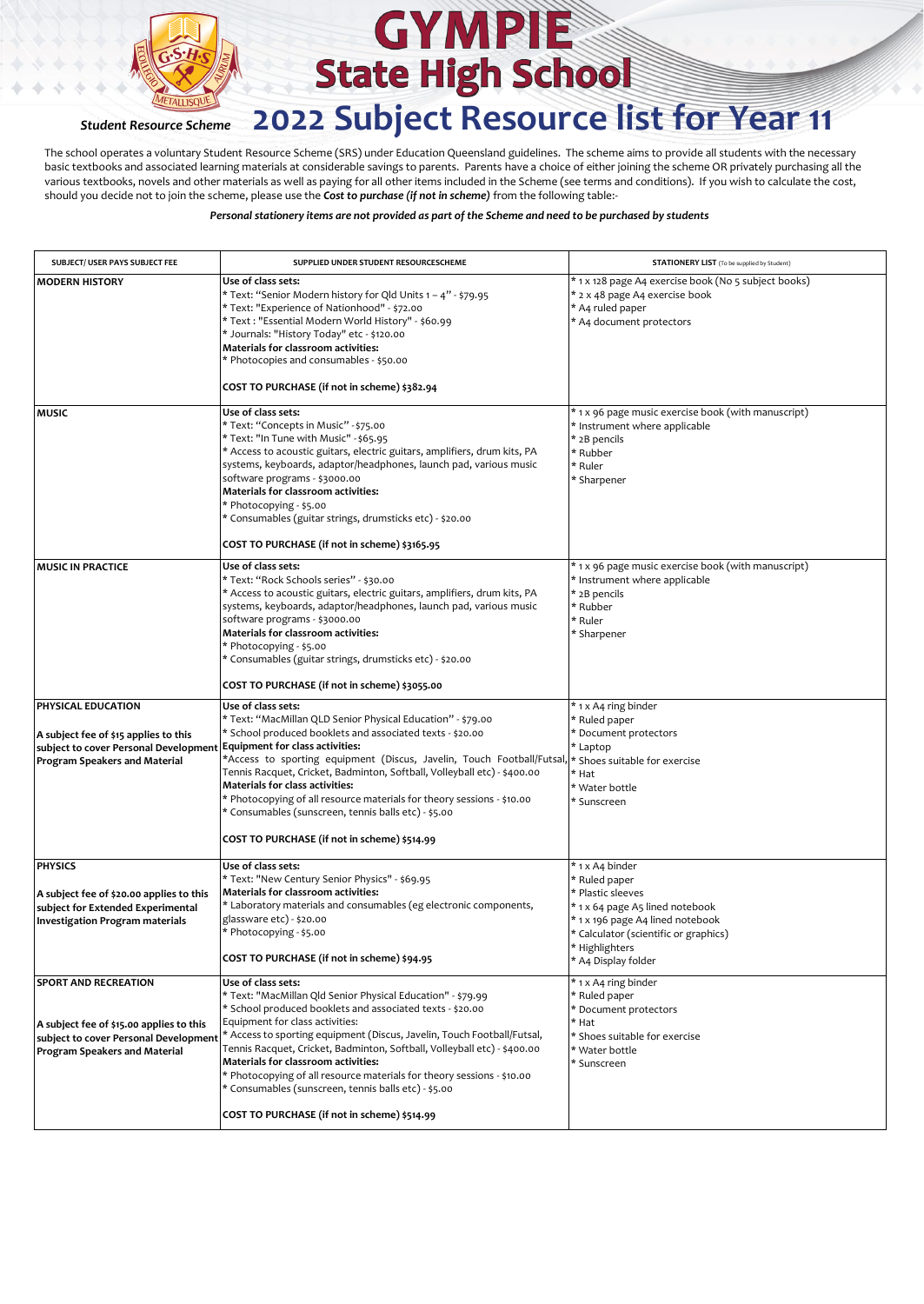# GYMPIE State High School

**Student Resource Scheme**

## 2022 Subject Resource list for Year 11

The school operates a voluntary Student Resource Scheme (SRS) under Education Queensland guidelines. The scheme aims to provide all students with the necessary basic textbooks and associated learning materials at considerable savings to parents. Parents have a choice of either joining the scheme OR privately purchasing all the various textbooks, novels and other materials as well as paying for all other items included in the Scheme (see terms and conditions). If you wish to calculate the cost, should you decide not to join the scheme, please use the ***Cost to purchase (if not in scheme)*** from the following table:-

***Personal stationery items are not provided as part of the Scheme and need to be purchased by students***

| SUBJECT/ USER PAYS SUBJECT FEE | SUPPLIED UNDER STUDENT RESOURCESCHEME | STATIONERY LIST (To be supplied by Student) |
|---|---|---|
| **MODERN HISTORY** | **Use of class sets:**<br>* Text: "Senior Modern history for Qld Units 1 – 4" - $79.95<br>* Text: "Experience of Nationhood" - $72.00<br>* Text : "Essential Modern World History" - $60.99<br>* Journals: "History Today" etc - $120.00<br>**Materials for classroom activities:**<br>* Photocopies and consumables - $50.00<br><br>**COST TO PURCHASE (if not in scheme) $382.94** | * 1 x 128 page A4 exercise book (No 5 subject books)<br>* 2 x 48 page A4 exercise book<br>* A4 ruled paper<br>* A4 document protectors |
| **MUSIC** | **Use of class sets:**<br>* Text: "Concepts in Music" - $75.00<br>* Text: "In Tune with Music" - $65.95<br>* Access to acoustic guitars, electric guitars, amplifiers, drum kits, PA systems, keyboards, adaptor/headphones, launch pad, various music software programs - $3000.00<br>**Materials for classroom activities:**<br>* Photocopying - $5.00<br>* Consumables (guitar strings, drumsticks etc) - $20.00<br><br>**COST TO PURCHASE (if not in scheme) $3165.95** | * 1 x 96 page music exercise book (with manuscript)<br>* Instrument where applicable<br>* 2B pencils<br>* Rubber<br>* Ruler<br>* Sharpener |
| **MUSIC IN PRACTICE** | **Use of class sets:**<br>* Text: "Rock Schools series" - $30.00<br>* Access to acoustic guitars, electric guitars, amplifiers, drum kits, PA systems, keyboards, adaptor/headphones, launch pad, various music software programs - $3000.00<br>**Materials for classroom activities:**<br>* Photocopying - $5.00<br>* Consumables (guitar strings, drumsticks etc) - $20.00<br><br>**COST TO PURCHASE (if not in scheme) $3055.00** | * 1 x 96 page music exercise book (with manuscript)<br>* Instrument where applicable<br>* 2B pencils<br>* Rubber<br>* Ruler<br>* Sharpener |
| **PHYSICAL EDUCATION**<br><br>**A subject fee of $15 applies to this subject to cover Personal Development Program Speakers and Material** | **Use of class sets:**<br>* Text: "MacMillan QLD Senior Physical Education" - $79.00<br>* School produced booklets and associated texts - $20.00<br>**Equipment for class activities:**<br>*Access to sporting equipment (Discus, Javelin, Touch Football/Futsal, Tennis Racquet, Cricket, Badminton, Softball, Volleyball etc) - $400.00<br>**Materials for class activities:**<br>* Photocopying of all resource materials for theory sessions - $10.00<br>* Consumables (sunscreen, tennis balls etc) - $5.00<br><br>**COST TO PURCHASE (if not in scheme) $514.99** | * 1 x A4 ring binder<br>* Ruled paper<br>* Document protectors<br>* Laptop<br>* Shoes suitable for exercise<br>* Hat<br>* Water bottle<br>* Sunscreen |
| **PHYSICS**<br><br>**A subject fee of $20.00 applies to this subject for Extended Experimental Investigation Program materials** | **Use of class sets:**<br>* Text: "New Century Senior Physics" - $69.95<br>**Materials for classroom activities:**<br>* Laboratory materials and consumables (eg electronic components, glassware etc) - $20.00<br>* Photocopying - $5.00<br><br>**COST TO PURCHASE (if not in scheme) $94.95** | * 1 x A4 binder<br>* Ruled paper<br>* Plastic sleeves<br>* 1 x 64 page A5 lined notebook<br>* 1 x 196 page A4 lined notebook<br>* Calculator (scientific or graphics)<br>* Highlighters<br>* A4 Display folder |
| **SPORT AND RECREATION**<br><br>**A subject fee of $15.00 applies to this subject to cover Personal Development Program Speakers and Material** | **Use of class sets:**<br>* Text: "MacMillan Qld Senior Physical Education" - $79.99<br>* School produced booklets and associated texts - $20.00<br>Equipment for class activities:<br>* Access to sporting equipment (Discus, Javelin, Touch Football/Futsal, Tennis Racquet, Cricket, Badminton, Softball, Volleyball etc) - $400.00<br>**Materials for classroom activities:**<br>* Photocopying of all resource materials for theory sessions - $10.00<br>* Consumables (sunscreen, tennis balls etc) - $5.00<br><br>**COST TO PURCHASE (if not in scheme) $514.99** | * 1 x A4 ring binder<br>* Ruled paper<br>* Document protectors<br>* Hat<br>* Shoes suitable for exercise<br>* Water bottle<br>* Sunscreen |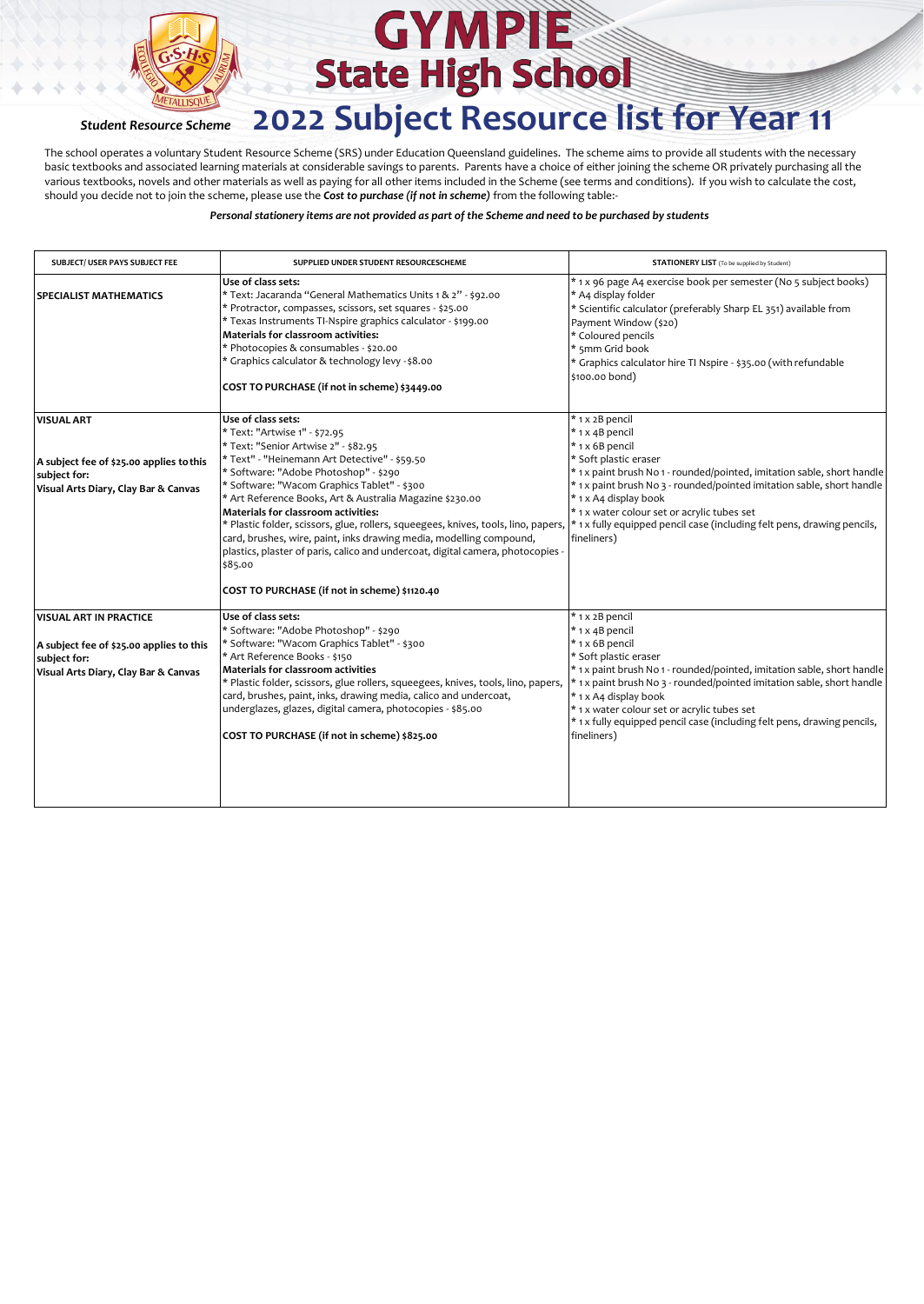# GYMPIE State High School

*Student Resource Scheme*

## 2022 Subject Resource list for Year 11

The school operates a voluntary Student Resource Scheme (SRS) under Education Queensland guidelines. The scheme aims to provide all students with the necessary basic textbooks and associated learning materials at considerable savings to parents. Parents have a choice of either joining the scheme OR privately purchasing all the various textbooks, novels and other materials as well as paying for all other items included in the Scheme (see terms and conditions). If you wish to calculate the cost, should you decide not to join the scheme, please use the ***Cost to purchase (if not in scheme)*** from the following table:-

***Personal stationery items are not provided as part of the Scheme and need to be purchased by students***

| SUBJECT/ USER PAYS SUBJECT FEE | SUPPLIED UNDER STUDENT RESOURCESCHEME | STATIONERY LIST (To be supplied by Student) |
|---|---|---|
| **SPECIALIST MATHEMATICS** | **Use of class sets:**<br>* Text: Jacaranda "General Mathematics Units 1 & 2" - $92.00<br>* Protractor, compasses, scissors, set squares - $25.00<br>* Texas Instruments TI-Nspire graphics calculator - $199.00<br>**Materials for classroom activities:**<br>* Photocopies & consumables - $20.00<br>* Graphics calculator & technology levy - $8.00<br><br>**COST TO PURCHASE (if not in scheme) $3449.00** | * 1 x 96 page A4 exercise book per semester (No 5 subject books)<br>* A4 display folder<br>* Scientific calculator (preferably Sharp EL 351) available from Payment Window ($20)<br>* Coloured pencils<br>* 5mm Grid book<br>* Graphics calculator hire TI Nspire - $35.00 (with refundable $100.00 bond) |
| **VISUAL ART**<br><br>**A subject fee of $25.00 applies to this subject for:**<br>**Visual Arts Diary, Clay Bar & Canvas** | **Use of class sets:**<br>* Text: "Artwise 1" - $72.95<br>* Text: "Senior Artwise 2" - $82.95<br>* Text" - "Heinemann Art Detective" - $59.50<br>* Software: "Adobe Photoshop" - $290<br>* Software: "Wacom Graphics Tablet" - $300<br>* Art Reference Books, Art & Australia Magazine $230.00<br>**Materials for classroom activities:**<br>* Plastic folder, scissors, glue, rollers, squeegees, knives, tools, lino, papers, card, brushes, wire, paint, inks drawing media, modelling compound, plastics, plaster of paris, calico and undercoat, digital camera, photocopies - $85.00<br><br>**COST TO PURCHASE (if not in scheme) $1120.40** | * 1 x 2B pencil<br>* 1 x 4B pencil<br>* 1 x 6B pencil<br>* Soft plastic eraser<br>* 1 x paint brush No 1 - rounded/pointed, imitation sable, short handle<br>* 1 x paint brush No 3 - rounded/pointed imitation sable, short handle<br>* 1 x A4 display book<br>* 1 x water colour set or acrylic tubes set<br>* 1 x fully equipped pencil case (including felt pens, drawing pencils, fineliners) |
| **VISUAL ART IN PRACTICE**<br><br>**A subject fee of $25.00 applies to this subject for:**<br>**Visual Arts Diary, Clay Bar & Canvas** | **Use of class sets:**<br>* Software: "Adobe Photoshop" - $290<br>* Software: "Wacom Graphics Tablet" - $300<br>* Art Reference Books - $150<br>**Materials for classroom activities**<br>* Plastic folder, scissors, glue rollers, squeegees, knives, tools, lino, papers, card, brushes, paint, inks, drawing media, calico and undercoat, underglazes, glazes, digital camera, photocopies - $85.00<br><br>**COST TO PURCHASE (if not in scheme) $825.00** | * 1 x 2B pencil<br>* 1 x 4B pencil<br>* 1 x 6B pencil<br>* Soft plastic eraser<br>* 1 x paint brush No 1 - rounded/pointed, imitation sable, short handle<br>* 1 x paint brush No 3 - rounded/pointed imitation sable, short handle<br>* 1 x A4 display book<br>* 1 x water colour set or acrylic tubes set<br>* 1 x fully equipped pencil case (including felt pens, drawing pencils, fineliners) |